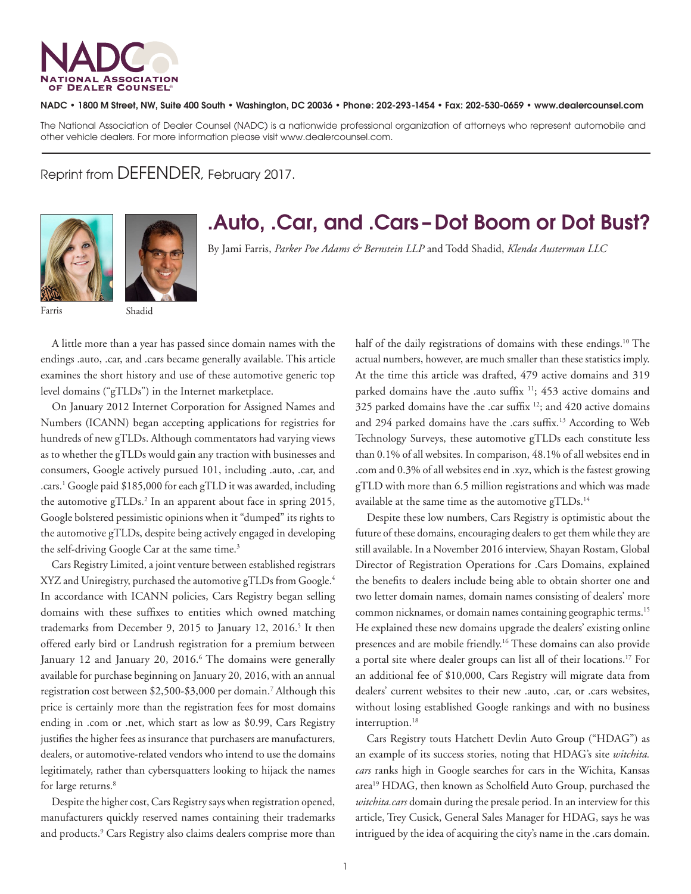NADC • 1800 M Street, NW, Suite 400 South • Washington, DC 20036 • Phone: 202-293-1454 • Fax: 202-530-0659 • www.dealercounsel.com

The National Association of Dealer Counsel (NADC) is a nationwide professional organization of attorneys who represent automobile and other vehicle dealers. For more information please visit www.dealercounsel.com.

Reprint from DEFENDER, February 2017.

# .Auto, .Car, and .Cars – Dot Boom or Dot Bust?

By Jami Farris, *Parker Poe Adams & Bernstein LLP* and Todd Shadid, *Klenda Austerman LLC*

Farris Shadid

A little more than a year has passed since domain names with the endings .auto, .car, and .cars became generally available. This article examines the short history and use of these automotive generic top level domains ("gTLDs") in the Internet marketplace.

On January 2012 Internet Corporation for Assigned Names and Numbers (ICANN) began accepting applications for registries for hundreds of new gTLDs. Although commentators had varying views as to whether the gTLDs would gain any traction with businesses and consumers, Google actively pursued 101, including .auto, .car, and .cars.[1] Google paid $185,000 for each gTLD it was awarded, including the automotive gTLDs.[2] In an apparent about face in spring 2015, Google bolstered pessimistic opinions when it "dumped" its rights to the automotive gTLDs, despite being actively engaged in developing the self-driving Google Car at the same time.[3]

Cars Registry Limited, a joint venture between established registrars XYZ and Uniregistry, purchased the automotive gTLDs from Google.[4] In accordance with ICANN policies, Cars Registry began selling domains with these suffixes to entities which owned matching trademarks from December 9, 2015 to January 12, 2016.[5] It then offered early bird or Landrush registration for a premium between January 12 and January 20, 2016.[6] The domains were generally available for purchase beginning on January 20, 2016, with an annual registration cost between $2,500-$3,000 per domain.[7] Although this price is certainly more than the registration fees for most domains ending in .com or .net, which start as low as $0.99, Cars Registry justifies the higher fees as insurance that purchasers are manufacturers, dealers, or automotive-related vendors who intend to use the domains legitimately, rather than cybersquatters looking to hijack the names for large returns.[8]

Despite the higher cost, Cars Registry says when registration opened, manufacturers quickly reserved names containing their trademarks and products.[9] Cars Registry also claims dealers comprise more than half of the daily registrations of domains with these endings.[10] The actual numbers, however, are much smaller than these statistics imply. At the time this article was drafted, 479 active domains and 319 parked domains have the .auto suffix [11]; 453 active domains and 325 parked domains have the .car suffix [12]; and 420 active domains and 294 parked domains have the .cars suffix.[13] According to Web Technology Surveys, these automotive gTLDs each constitute less than 0.1% of all websites. In comparison, 48.1% of all websites end in .com and 0.3% of all websites end in .xyz, which is the fastest growing gTLD with more than 6.5 million registrations and which was made available at the same time as the automotive gTLDs.[14]

Despite these low numbers, Cars Registry is optimistic about the future of these domains, encouraging dealers to get them while they are still available. In a November 2016 interview, Shayan Rostam, Global Director of Registration Operations for .Cars Domains, explained the benefits to dealers include being able to obtain shorter one and two letter domain names, domain names consisting of dealers' more common nicknames, or domain names containing geographic terms.[15] He explained these new domains upgrade the dealers' existing online presences and are mobile friendly.[16] These domains can also provide a portal site where dealer groups can list all of their locations.[17] For an additional fee of $10,000, Cars Registry will migrate data from dealers' current websites to their new .auto, .car, or .cars websites, without losing established Google rankings and with no business interruption.[18]

Cars Registry touts Hatchett Devlin Auto Group ("HDAG") as an example of its success stories, noting that HDAG's site *witchita.cars* ranks high in Google searches for cars in the Wichita, Kansas area[19] HDAG, then known as Scholfield Auto Group, purchased the *witchita.cars* domain during the presale period. In an interview for this article, Trey Cusick, General Sales Manager for HDAG, says he was intrigued by the idea of acquiring the city's name in the .cars domain.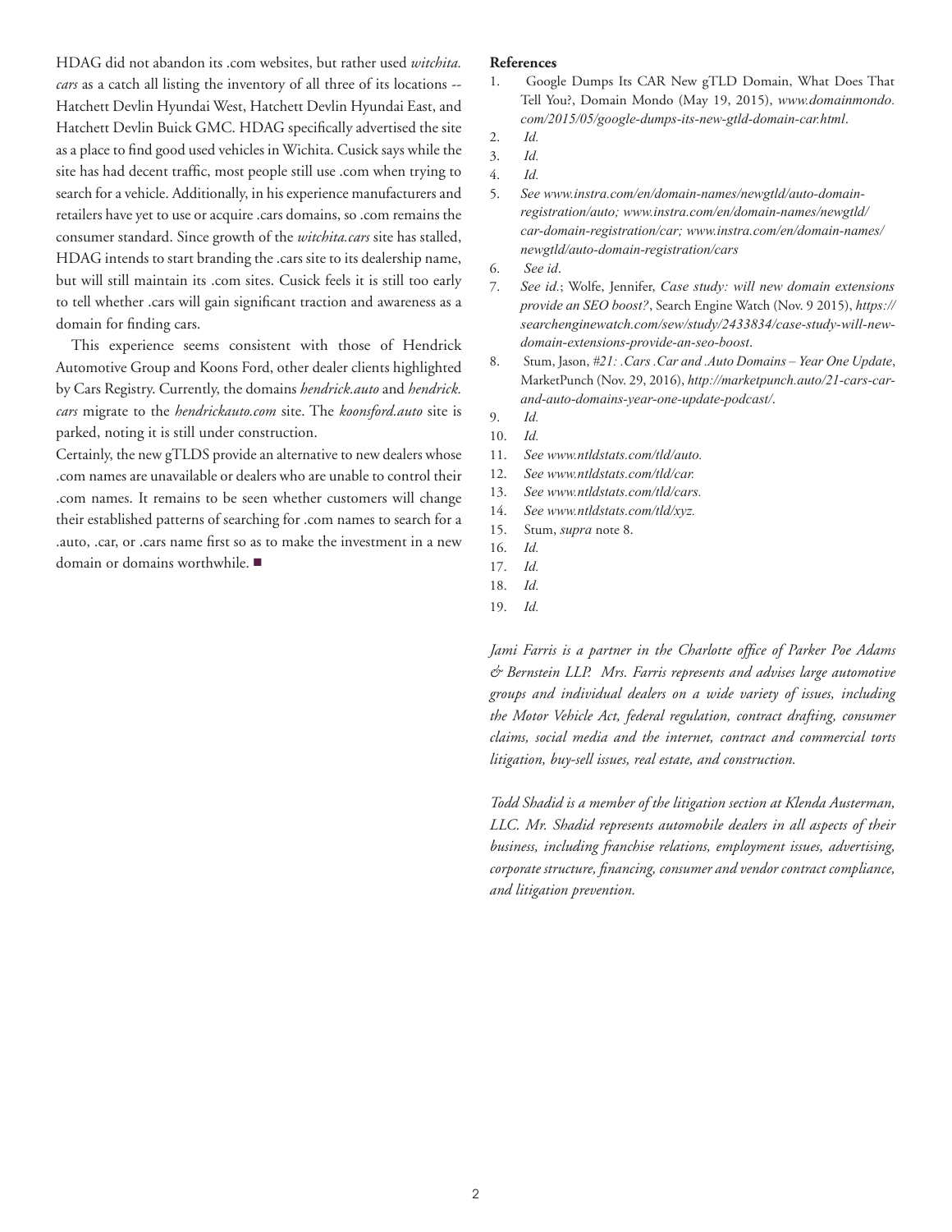HDAG did not abandon its .com websites, but rather used *witchita.cars* as a catch all listing the inventory of all three of its locations -- Hatchett Devlin Hyundai West, Hatchett Devlin Hyundai East, and Hatchett Devlin Buick GMC. HDAG specifically advertised the site as a place to find good used vehicles in Wichita. Cusick says while the site has had decent traffic, most people still use .com when trying to search for a vehicle. Additionally, in his experience manufacturers and retailers have yet to use or acquire .cars domains, so .com remains the consumer standard. Since growth of the *witchita.cars* site has stalled, HDAG intends to start branding the .cars site to its dealership name, but will still maintain its .com sites. Cusick feels it is still too early to tell whether .cars will gain significant traction and awareness as a domain for finding cars.

This experience seems consistent with those of Hendrick Automotive Group and Koons Ford, other dealer clients highlighted by Cars Registry. Currently, the domains *hendrick.auto* and *hendrick.cars* migrate to the *hendrickauto.com* site. The *koonsford.auto* site is parked, noting it is still under construction.

Certainly, the new gTLDS provide an alternative to new dealers whose .com names are unavailable or dealers who are unable to control their .com names. It remains to be seen whether customers will change their established patterns of searching for .com names to search for a .auto, .car, or .cars name first so as to make the investment in a new domain or domains worthwhile. ■

**References**

1. Google Dumps Its CAR New gTLD Domain, What Does That Tell You?, Domain Mondo (May 19, 2015), *www.domainmondo.com/2015/05/google-dumps-its-new-gtld-domain-car.html*.
2. *Id.*
3. *Id.*
4. *Id.*
5. *See www.instra.com/en/domain-names/newgtld/auto-domain-registration/auto; www.instra.com/en/domain-names/newgtld/car-domain-registration/car; www.instra.com/en/domain-names/newgtld/auto-domain-registration/cars*
6. *See id*.
7. *See id.*; Wolfe, Jennifer, *Case study: will new domain extensions provide an SEO boost?*, Search Engine Watch (Nov. 9 2015), *https://searchenginewatch.com/sew/study/2433834/case-study-will-new-domain-extensions-provide-an-seo-boost*.
8. Stum, Jason, *#21: .Cars .Car and .Auto Domains – Year One Update*, MarketPunch (Nov. 29, 2016), *http://marketpunch.auto/21-cars-car-and-auto-domains-year-one-update-podcast/*.
9. *Id.*
10. *Id.*
11. *See www.ntldstats.com/tld/auto.*
12. *See www.ntldstats.com/tld/car.*
13. *See www.ntldstats.com/tld/cars.*
14. *See www.ntldstats.com/tld/xyz.*
15. Stum, *supra* note 8.
16. *Id.*
17. *Id.*
18. *Id.*
19. *Id.*

*Jami Farris is a partner in the Charlotte office of Parker Poe Adams & Bernstein LLP. Mrs. Farris represents and advises large automotive groups and individual dealers on a wide variety of issues, including the Motor Vehicle Act, federal regulation, contract drafting, consumer claims, social media and the internet, contract and commercial torts litigation, buy-sell issues, real estate, and construction.*

*Todd Shadid is a member of the litigation section at Klenda Austerman, LLC. Mr. Shadid represents automobile dealers in all aspects of their business, including franchise relations, employment issues, advertising, corporate structure, financing, consumer and vendor contract compliance, and litigation prevention.*